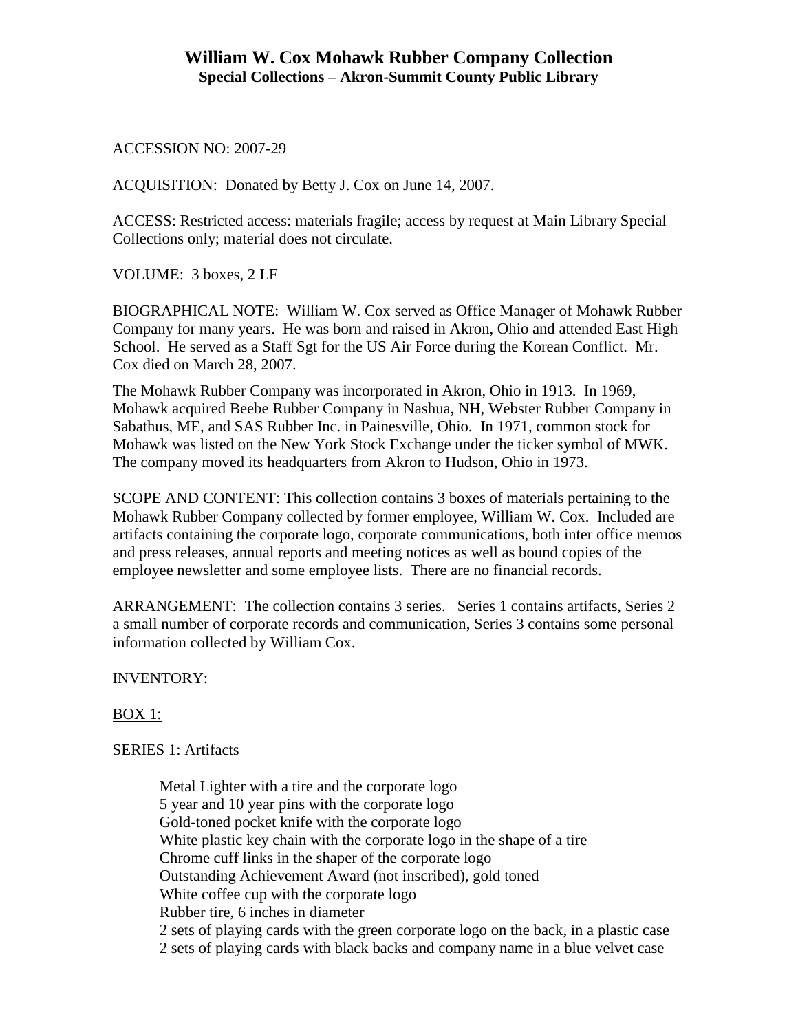# William W. Cox Mohawk Rubber Company Collection
## Special Collections – Akron-Summit County Public Library

ACCESSION NO: 2007-29

ACQUISITION: Donated by Betty J. Cox on June 14, 2007.

ACCESS: Restricted access: materials fragile; access by request at Main Library Special Collections only; material does not circulate.

VOLUME: 3 boxes, 2 LF

BIOGRAPHICAL NOTE: William W. Cox served as Office Manager of Mohawk Rubber Company for many years. He was born and raised in Akron, Ohio and attended East High School. He served as a Staff Sgt for the US Air Force during the Korean Conflict. Mr. Cox died on March 28, 2007.

The Mohawk Rubber Company was incorporated in Akron, Ohio in 1913. In 1969, Mohawk acquired Beebe Rubber Company in Nashua, NH, Webster Rubber Company in Sabathus, ME, and SAS Rubber Inc. in Painesville, Ohio. In 1971, common stock for Mohawk was listed on the New York Stock Exchange under the ticker symbol of MWK. The company moved its headquarters from Akron to Hudson, Ohio in 1973.

SCOPE AND CONTENT: This collection contains 3 boxes of materials pertaining to the Mohawk Rubber Company collected by former employee, William W. Cox. Included are artifacts containing the corporate logo, corporate communications, both inter office memos and press releases, annual reports and meeting notices as well as bound copies of the employee newsletter and some employee lists. There are no financial records.

ARRANGEMENT: The collection contains 3 series. Series 1 contains artifacts, Series 2 a small number of corporate records and communication, Series 3 contains some personal information collected by William Cox.

INVENTORY:

<u>BOX 1:</u>

SERIES 1: Artifacts

- Metal Lighter with a tire and the corporate logo
- 5 year and 10 year pins with the corporate logo
- Gold-toned pocket knife with the corporate logo
- White plastic key chain with the corporate logo in the shape of a tire
- Chrome cuff links in the shaper of the corporate logo
- Outstanding Achievement Award (not inscribed), gold toned
- White coffee cup with the corporate logo
- Rubber tire, 6 inches in diameter
- 2 sets of playing cards with the green corporate logo on the back, in a plastic case
- 2 sets of playing cards with black backs and company name in a blue velvet case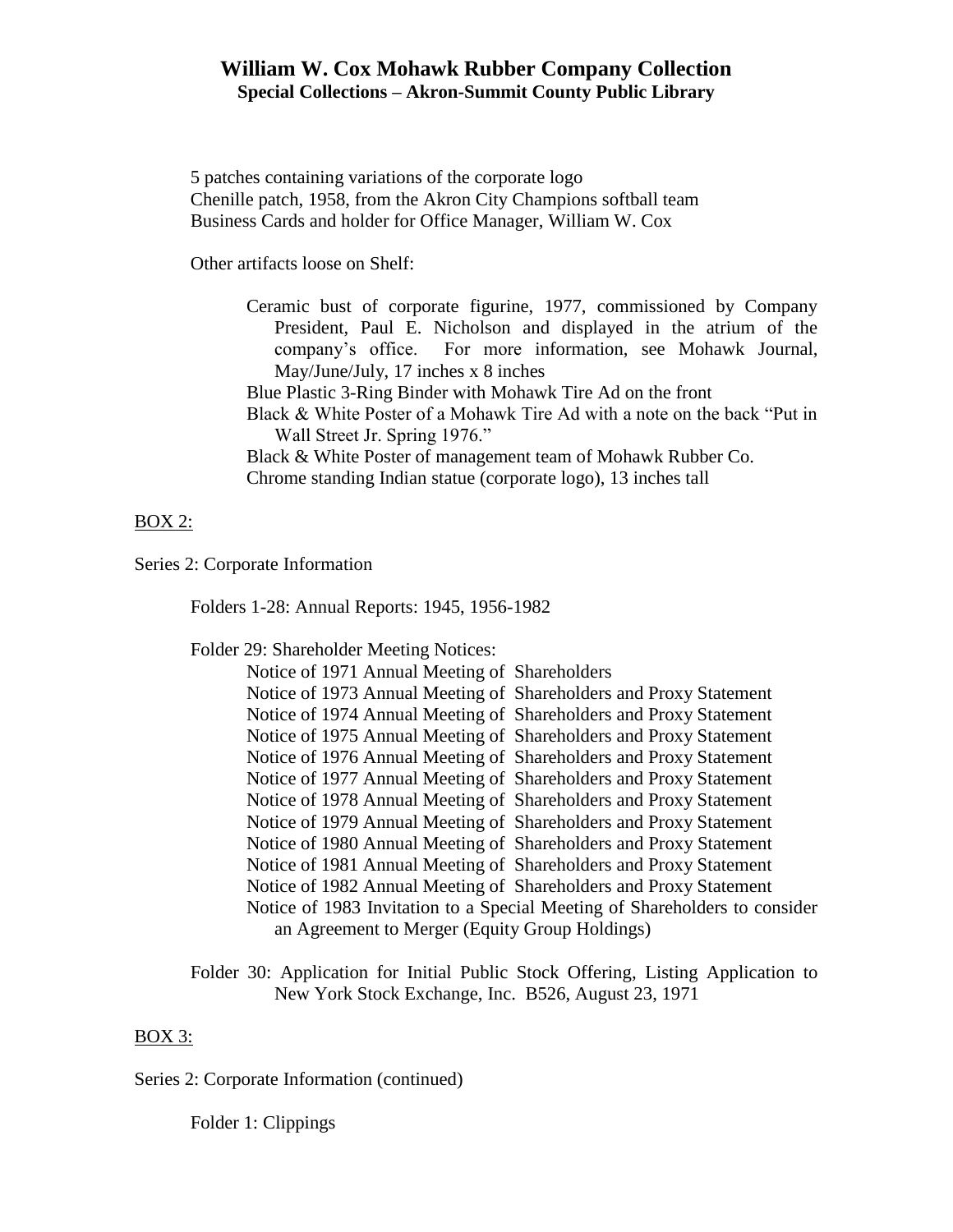5 patches containing variations of the corporate logo
Chenille patch, 1958, from the Akron City Champions softball team
Business Cards and holder for Office Manager, William W. Cox

Other artifacts loose on Shelf:

- Ceramic bust of corporate figurine, 1977, commissioned by Company President, Paul E. Nicholson and displayed in the atrium of the company's office. For more information, see Mohawk Journal, May/June/July, 17 inches x 8 inches
- Blue Plastic 3-Ring Binder with Mohawk Tire Ad on the front
- Black & White Poster of a Mohawk Tire Ad with a note on the back "Put in Wall Street Jr. Spring 1976."
- Black & White Poster of management team of Mohawk Rubber Co.
- Chrome standing Indian statue (corporate logo), 13 inches tall

BOX 2:

Series 2: Corporate Information

Folders 1-28: Annual Reports: 1945, 1956-1982

Folder 29: Shareholder Meeting Notices:

- Notice of 1971 Annual Meeting of Shareholders
- Notice of 1973 Annual Meeting of Shareholders and Proxy Statement
- Notice of 1974 Annual Meeting of Shareholders and Proxy Statement
- Notice of 1975 Annual Meeting of Shareholders and Proxy Statement
- Notice of 1976 Annual Meeting of Shareholders and Proxy Statement
- Notice of 1977 Annual Meeting of Shareholders and Proxy Statement
- Notice of 1978 Annual Meeting of Shareholders and Proxy Statement
- Notice of 1979 Annual Meeting of Shareholders and Proxy Statement
- Notice of 1980 Annual Meeting of Shareholders and Proxy Statement
- Notice of 1981 Annual Meeting of Shareholders and Proxy Statement
- Notice of 1982 Annual Meeting of Shareholders and Proxy Statement
- Notice of 1983 Invitation to a Special Meeting of Shareholders to consider an Agreement to Merger (Equity Group Holdings)

Folder 30: Application for Initial Public Stock Offering, Listing Application to New York Stock Exchange, Inc. B526, August 23, 1971

BOX 3:

Series 2: Corporate Information (continued)

Folder 1: Clippings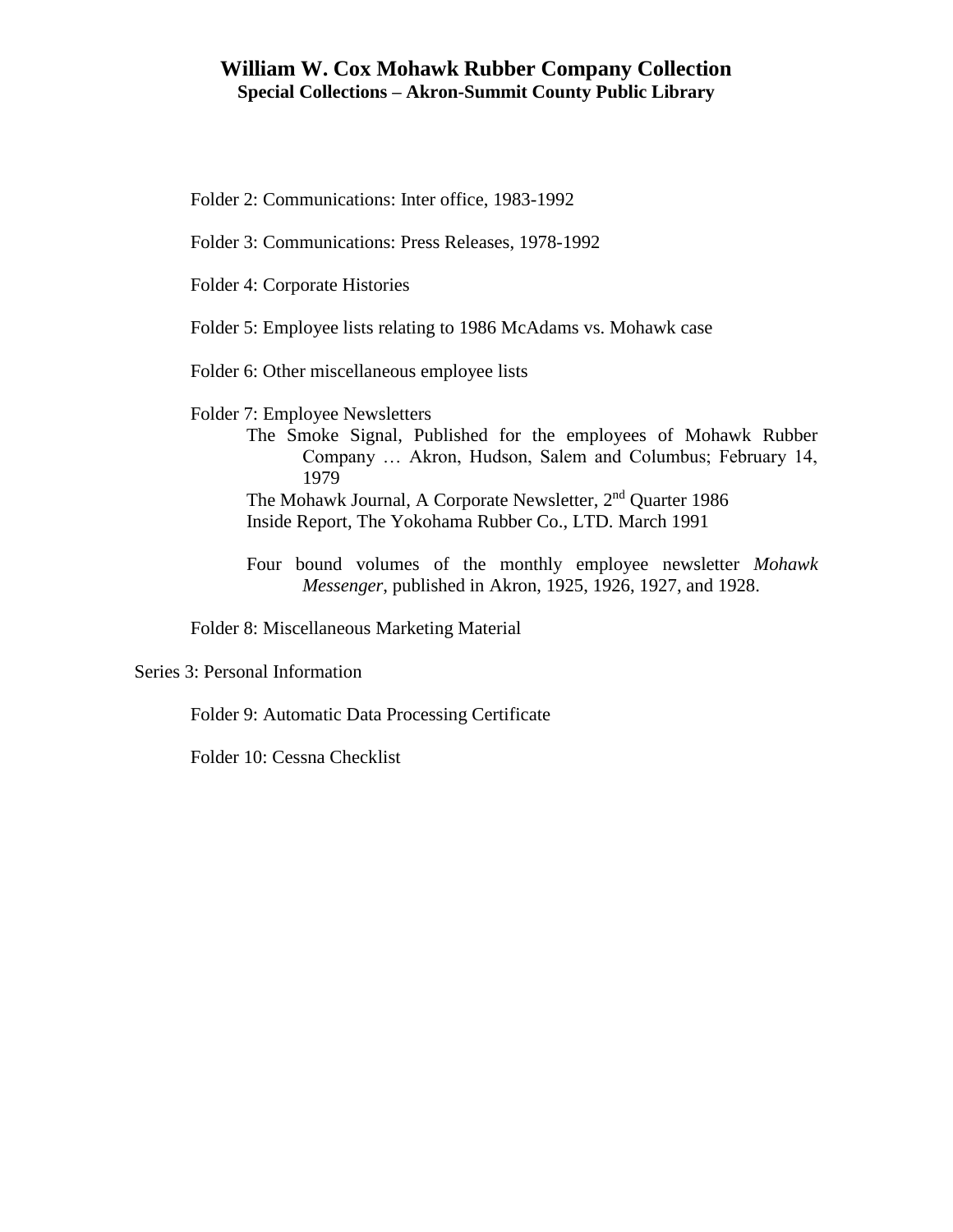Folder 2: Communications: Inter office, 1983-1992

Folder 3: Communications: Press Releases, 1978-1992

Folder 4: Corporate Histories

Folder 5: Employee lists relating to 1986 McAdams vs. Mohawk case

Folder 6: Other miscellaneous employee lists

Folder 7: Employee Newsletters

- The Smoke Signal, Published for the employees of Mohawk Rubber Company … Akron, Hudson, Salem and Columbus; February 14, 1979
- The Mohawk Journal, A Corporate Newsletter, 2nd Quarter 1986
- Inside Report, The Yokohama Rubber Co., LTD. March 1991

Four bound volumes of the monthly employee newsletter *Mohawk Messenger*, published in Akron, 1925, 1926, 1927, and 1928.

Folder 8: Miscellaneous Marketing Material

Series 3: Personal Information

Folder 9: Automatic Data Processing Certificate

Folder 10: Cessna Checklist